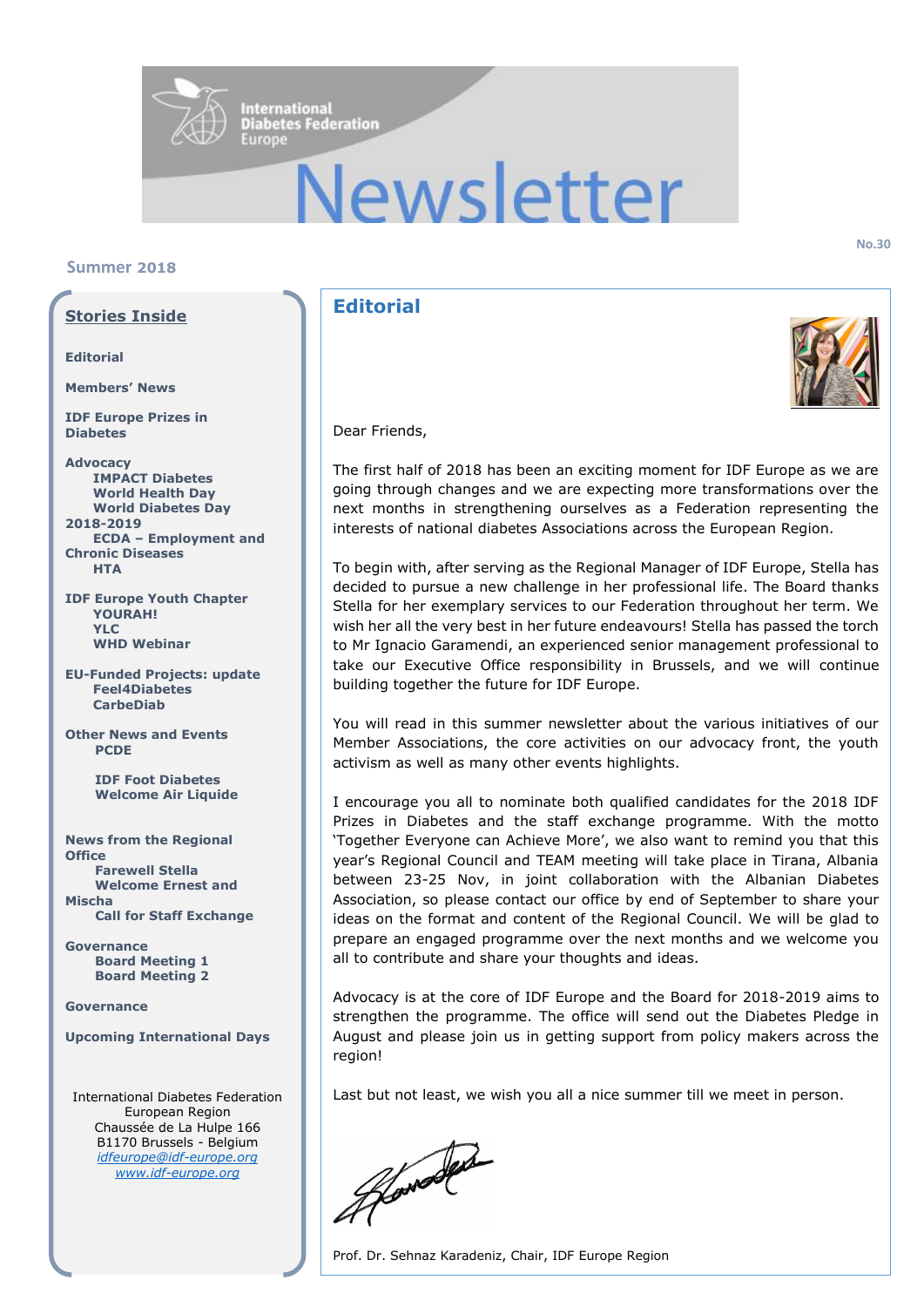# International Diabetes Federation Europe Newsletter

No.30

Summer 2018

## Stories Inside

**Editorial**

**Members' News**

**IDF Europe Prizes in Diabetes**

**Advocacy**
- **IMPACT Diabetes**
- **World Health Day**
- **World Diabetes Day 2018-2019**
- **ECDA – Employment and Chronic Diseases**
- **HTA**

**IDF Europe Youth Chapter**
- **YOURAH!**
- **YLC**
- **WHD Webinar**

**EU-Funded Projects: update**
- **Feel4Diabetes**
- **CarbeDiab**

**Other News and Events**
- **PCDE**
- **IDF Foot Diabetes**
- **Welcome Air Liquide**

**News from the Regional Office**
- **Farewell Stella**
- **Welcome Ernest and Mischa**
- **Call for Staff Exchange**

**Governance**
- **Board Meeting 1**
- **Board Meeting 2**

**Governance**

**Upcoming International Days**

International Diabetes Federation
European Region
Chaussée de La Hulpe 166
B1170 Brussels - Belgium
*idfeurope@idf-europe.org*
*www.idf-europe.org*

## Editorial

Dear Friends,

The first half of 2018 has been an exciting moment for IDF Europe as we are going through changes and we are expecting more transformations over the next months in strengthening ourselves as a Federation representing the interests of national diabetes Associations across the European Region.

To begin with, after serving as the Regional Manager of IDF Europe, Stella has decided to pursue a new challenge in her professional life. The Board thanks Stella for her exemplary services to our Federation throughout her term. We wish her all the very best in her future endeavours! Stella has passed the torch to Mr Ignacio Garamendi, an experienced senior management professional to take our Executive Office responsibility in Brussels, and we will continue building together the future for IDF Europe.

You will read in this summer newsletter about the various initiatives of our Member Associations, the core activities on our advocacy front, the youth activism as well as many other events highlights.

I encourage you all to nominate both qualified candidates for the 2018 IDF Prizes in Diabetes and the staff exchange programme. With the motto 'Together Everyone can Achieve More', we also want to remind you that this year's Regional Council and TEAM meeting will take place in Tirana, Albania between 23-25 Nov, in joint collaboration with the Albanian Diabetes Association, so please contact our office by end of September to share your ideas on the format and content of the Regional Council. We will be glad to prepare an engaged programme over the next months and we welcome you all to contribute and share your thoughts and ideas.

Advocacy is at the core of IDF Europe and the Board for 2018-2019 aims to strengthen the programme. The office will send out the Diabetes Pledge in August and please join us in getting support from policy makers across the region!

Last but not least, we wish you all a nice summer till we meet in person.

Prof. Dr. Sehnaz Karadeniz, Chair, IDF Europe Region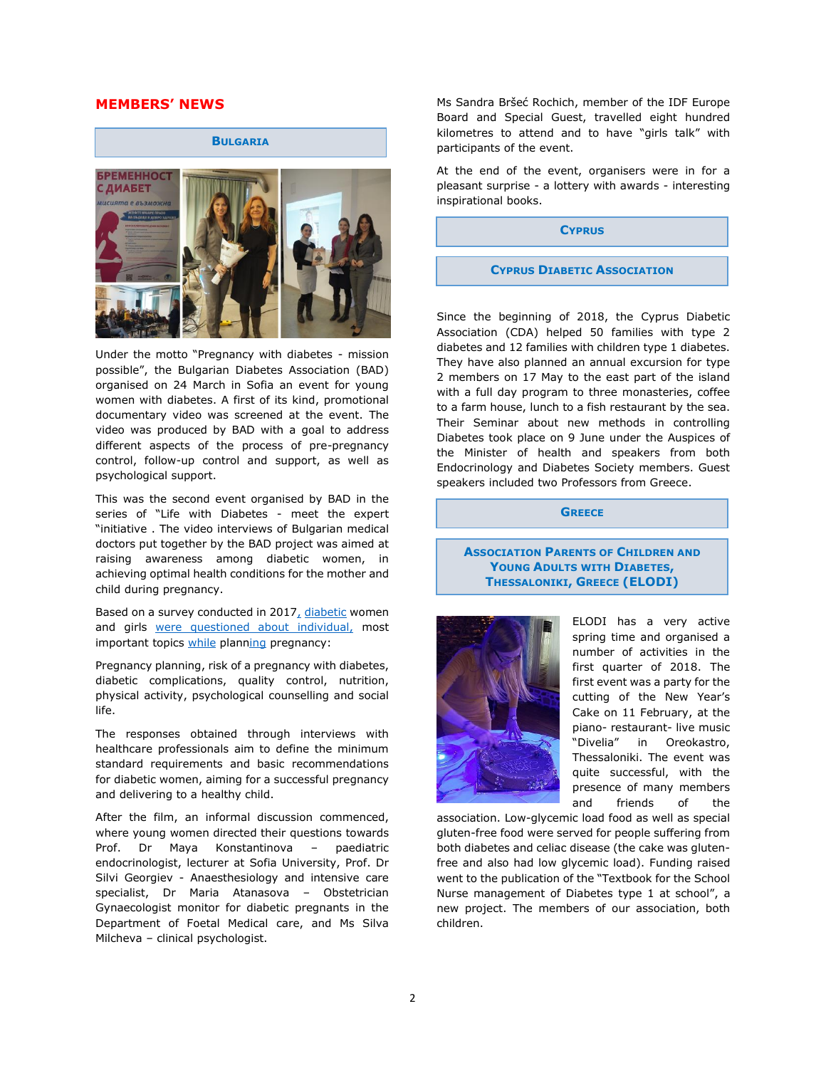# MEMBERS' NEWS

## Bulgaria

Under the motto "Pregnancy with diabetes - mission possible", the Bulgarian Diabetes Association (BAD) organised on 24 March in Sofia an event for young women with diabetes. A first of its kind, promotional documentary video was screened at the event. The video was produced by BAD with a goal to address different aspects of the process of pre-pregnancy control, follow-up control and support, as well as psychological support.

This was the second event organised by BAD in the series of "Life with Diabetes - meet the expert "initiative . The video interviews of Bulgarian medical doctors put together by the BAD project was aimed at raising awareness among diabetic women, in achieving optimal health conditions for the mother and child during pregnancy.

Based on a survey conducted in 2017, diabetic women and girls were questioned about individual, most important topics while planning pregnancy:

Pregnancy planning, risk of a pregnancy with diabetes, diabetic complications, quality control, nutrition, physical activity, psychological counselling and social life.

The responses obtained through interviews with healthcare professionals aim to define the minimum standard requirements and basic recommendations for diabetic women, aiming for a successful pregnancy and delivering to a healthy child.

After the film, an informal discussion commenced, where young women directed their questions towards Prof. Dr Maya Konstantinova – paediatric endocrinologist, lecturer at Sofia University, Prof. Dr Silvi Georgiev - Anaesthesiology and intensive care specialist, Dr Maria Atanasova – Obstetrician Gynaecologist monitor for diabetic pregnants in the Department of Foetal Medical care, and Ms Silva Milcheva – clinical psychologist.

Ms Sandra Biršeć Rochich, member of the IDF Europe Board and Special Guest, travelled eight hundred kilometres to attend and to have "girls talk" with participants of the event.

At the end of the event, organisers were in for a pleasant surprise - a lottery with awards - interesting inspirational books.

## Cyprus

### Cyprus Diabetic Association

Since the beginning of 2018, the Cyprus Diabetic Association (CDA) helped 50 families with type 2 diabetes and 12 families with children type 1 diabetes. They have also planned an annual excursion for type 2 members on 17 May to the east part of the island with a full day program to three monasteries, coffee to a farm house, lunch to a fish restaurant by the sea. Their Seminar about new methods in controlling Diabetes took place on 9 June under the Auspices of the Minister of health and speakers from both Endocrinology and Diabetes Society members. Guest speakers included two Professors from Greece.

## Greece

### Association Parents of Children and Young Adults with Diabetes, Thessaloniki, Greece (ELODI)

ELODI has a very active spring time and organised a number of activities in the first quarter of 2018. The first event was a party for the cutting of the New Year's Cake on 11 February, at the piano- restaurant- live music "Divelia" in Oreokastro, Thessaloniki. The event was quite successful, with the presence of many members and friends of the association. Low-glycemic load food as well as special gluten-free food were served for people suffering from both diabetes and celiac disease (the cake was gluten-free and also had low glycemic load). Funding raised went to the publication of the "Textbook for the School Nurse management of Diabetes type 1 at school", a new project. The members of our association, both children.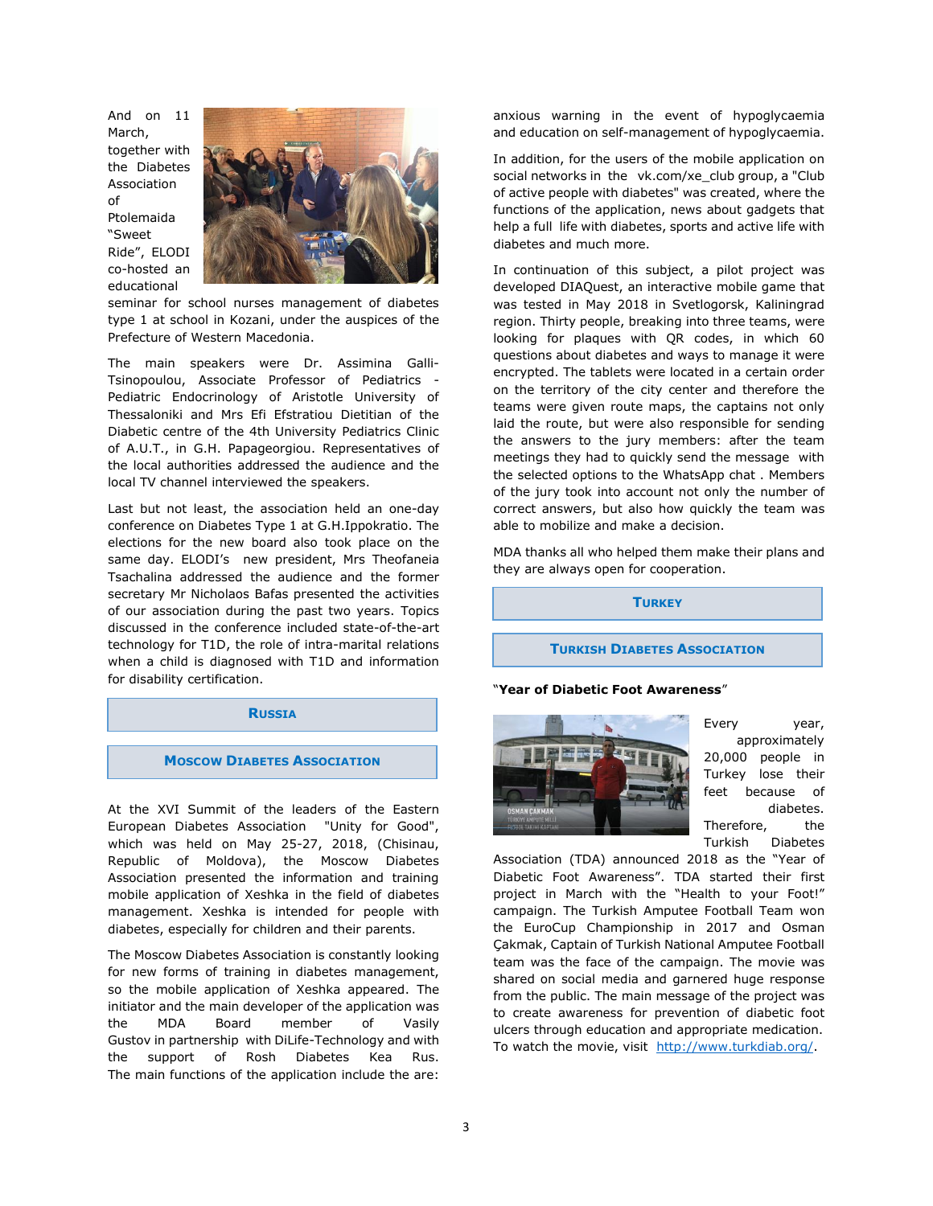And on 11 March, together with the Diabetes Association of Ptolemaida "Sweet Ride", ELODI co-hosted an educational seminar for school nurses management of diabetes type 1 at school in Kozani, under the auspices of the Prefecture of Western Macedonia.

The main speakers were Dr. Assimina Galli-Tsinopoulou, Associate Professor of Pediatrics - Pediatric Endocrinology of Aristotle University of Thessaloniki and Mrs Efi Efstratiou Dietitian of the Diabetic centre of the 4th University Pediatrics Clinic of A.U.T., in G.H. Papageorgiou. Representatives of the local authorities addressed the audience and the local TV channel interviewed the speakers.

Last but not least, the association held an one-day conference on Diabetes Type 1 at G.H.Ippokratio. The elections for the new board also took place on the same day. ELODI's new president, Mrs Theofaneia Tsachalina addressed the audience and the former secretary Mr Nicholaos Bafas presented the activities of our association during the past two years. Topics discussed in the conference included state-of-the-art technology for T1D, the role of intra-marital relations when a child is diagnosed with T1D and information for disability certification.

## Russia

### Moscow Diabetes Association

At the XVI Summit of the leaders of the Eastern European Diabetes Association "Unity for Good", which was held on May 25-27, 2018, (Chisinau, Republic of Moldova), the Moscow Diabetes Association presented the information and training mobile application of Xeshka in the field of diabetes management. Xeshka is intended for people with diabetes, especially for children and their parents.

The Moscow Diabetes Association is constantly looking for new forms of training in diabetes management, so the mobile application of Xeshka appeared. The initiator and the main developer of the application was the MDA Board member of Vasily Gustov in partnership with DiLife-Technology and with the support of Rosh Diabetes Kea Rus. The main functions of the application include the are: anxious warning in the event of hypoglycaemia and education on self-management of hypoglycaemia.

In addition, for the users of the mobile application on social networks in the vk.com/xe_club group, a "Club of active people with diabetes" was created, where the functions of the application, news about gadgets that help a full life with diabetes, sports and active life with diabetes and much more.

In continuation of this subject, a pilot project was developed DIAQuest, an interactive mobile game that was tested in May 2018 in Svetlogorsk, Kaliningrad region. Thirty people, breaking into three teams, were looking for plaques with QR codes, in which 60 questions about diabetes and ways to manage it were encrypted. The tablets were located in a certain order on the territory of the city center and therefore the teams were given route maps, the captains not only laid the route, but were also responsible for sending the answers to the jury members: after the team meetings they had to quickly send the message with the selected options to the WhatsApp chat . Members of the jury took into account not only the number of correct answers, but also how quickly the team was able to mobilize and make a decision.

MDA thanks all who helped them make their plans and they are always open for cooperation.

## Turkey

### Turkish Diabetes Association

"**Year of Diabetic Foot Awareness**"

Every year, approximately 20,000 people in Turkey lose their feet because of diabetes. Therefore, the Turkish Diabetes Association (TDA) announced 2018 as the "Year of Diabetic Foot Awareness". TDA started their first project in March with the "Health to your Foot!" campaign. The Turkish Amputee Football Team won the EuroCup Championship in 2017 and Osman Çakmak, Captain of Turkish National Amputee Football team was the face of the campaign. The movie was shared on social media and garnered huge response from the public. The main message of the project was to create awareness for prevention of diabetic foot ulcers through education and appropriate medication. To watch the movie, visit http://www.turkdiab.org/.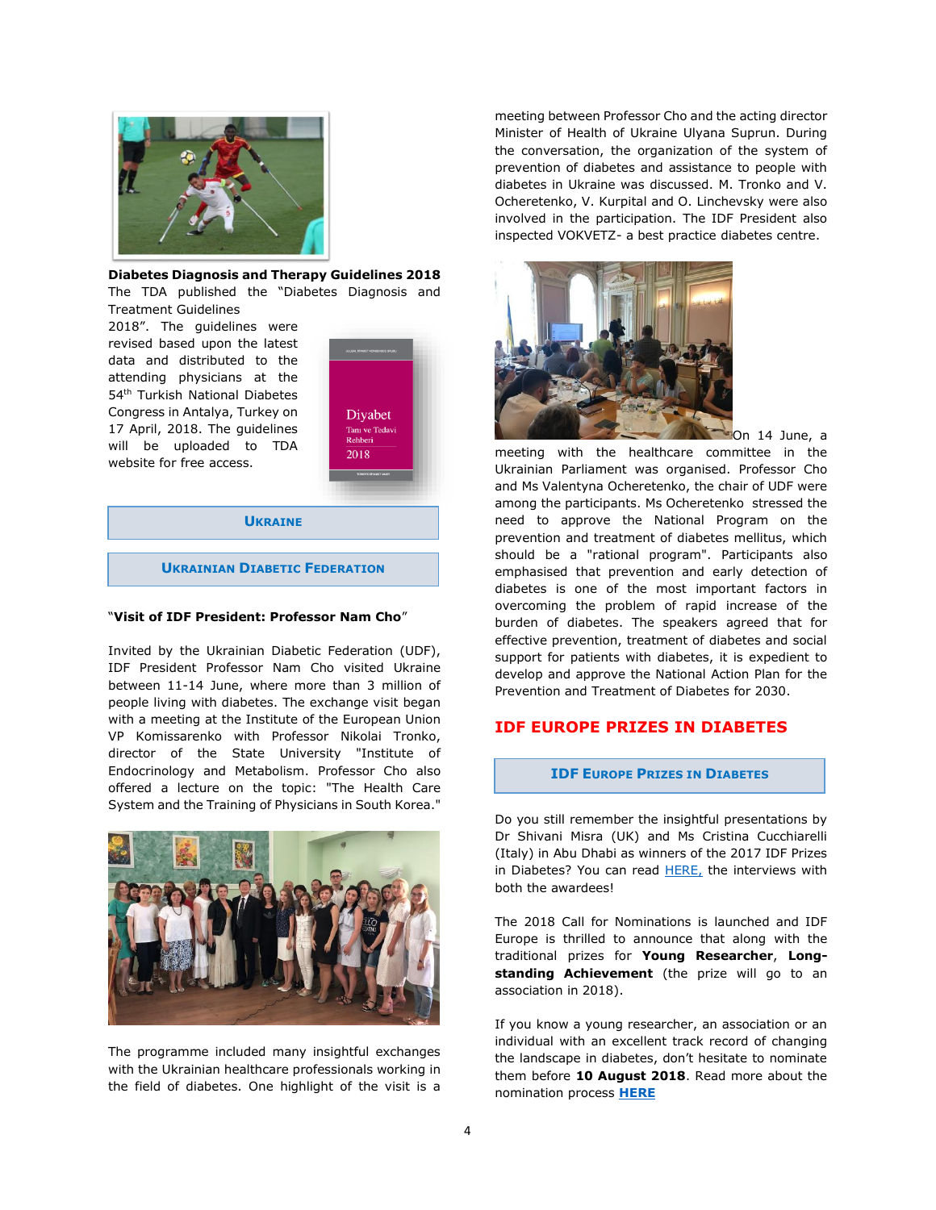**Diabetes Diagnosis and Therapy Guidelines 2018**

The TDA published the "Diabetes Diagnosis and Treatment Guidelines 2018". The guidelines were revised based upon the latest data and distributed to the attending physicians at the 54th Turkish National Diabetes Congress in Antalya, Turkey on 17 April, 2018. The guidelines will be uploaded to TDA website for free access.

## UKRAINE

### UKRAINIAN DIABETIC FEDERATION

"**Visit of IDF President: Professor Nam Cho**"

Invited by the Ukrainian Diabetic Federation (UDF), IDF President Professor Nam Cho visited Ukraine between 11-14 June, where more than 3 million of people living with diabetes. The exchange visit began with a meeting at the Institute of the European Union VP Komissarenko with Professor Nikolai Tronko, director of the State University "Institute of Endocrinology and Metabolism. Professor Cho also offered a lecture on the topic: "The Health Care System and the Training of Physicians in South Korea."

The programme included many insightful exchanges with the Ukrainian healthcare professionals working in the field of diabetes. One highlight of the visit is a meeting between Professor Cho and the acting director Minister of Health of Ukraine Ulyana Suprun. During the conversation, the organization of the system of prevention of diabetes and assistance to people with diabetes in Ukraine was discussed. M. Tronko and V. Ocheretenko, V. Kurpital and O. Linchevsky were also involved in the participation. The IDF President also inspected VOKVETZ- a best practice diabetes centre.

On 14 June, a meeting with the healthcare committee in the Ukrainian Parliament was organised. Professor Cho and Ms Valentyna Ocheretenko, the chair of UDF were among the participants. Ms Ocheretenko stressed the need to approve the National Program on the prevention and treatment of diabetes mellitus, which should be a "rational program". Participants also emphasised that prevention and early detection of diabetes is one of the most important factors in overcoming the problem of rapid increase of the burden of diabetes. The speakers agreed that for effective prevention, treatment of diabetes and social support for patients with diabetes, it is expedient to develop and approve the National Action Plan for the Prevention and Treatment of Diabetes for 2030.

## IDF EUROPE PRIZES IN DIABETES

### IDF EUROPE PRIZES IN DIABETES

Do you still remember the insightful presentations by Dr Shivani Misra (UK) and Ms Cristina Cucchiarelli (Italy) in Abu Dhabi as winners of the 2017 IDF Prizes in Diabetes? You can read HERE, the interviews with both the awardees!

The 2018 Call for Nominations is launched and IDF Europe is thrilled to announce that along with the traditional prizes for **Young Researcher**, **Long-standing Achievement** (the prize will go to an association in 2018).

If you know a young researcher, an association or an individual with an excellent track record of changing the landscape in diabetes, don't hesitate to nominate them before **10 August 2018**. Read more about the nomination process **HERE**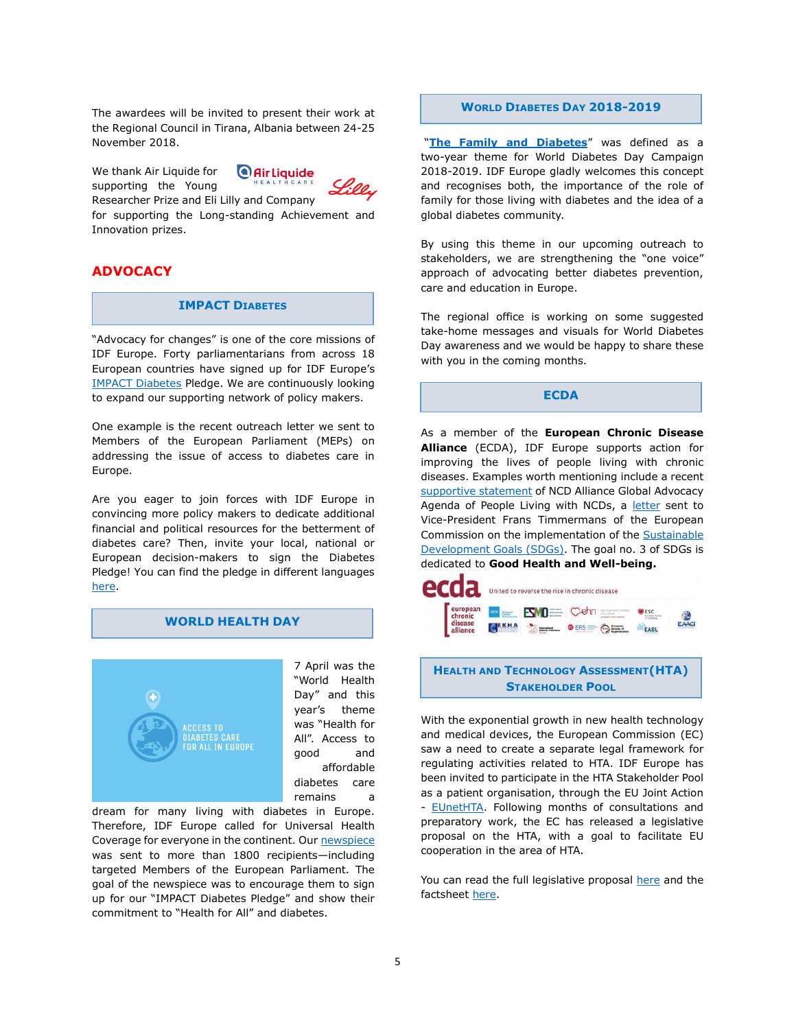The awardees will be invited to present their work at the Regional Council in Tirana, Albania between 24-25 November 2018.

We thank Air Liquide for supporting the Young Researcher Prize and Eli Lilly and Company for supporting the Long-standing Achievement and Innovation prizes.

## ADVOCACY

### IMPACT DIABETES

"Advocacy for changes" is one of the core missions of IDF Europe. Forty parliamentarians from across 18 European countries have signed up for IDF Europe's IMPACT Diabetes Pledge. We are continuously looking to expand our supporting network of policy makers.

One example is the recent outreach letter we sent to Members of the European Parliament (MEPs) on addressing the issue of access to diabetes care in Europe.

Are you eager to join forces with IDF Europe in convincing more policy makers to dedicate additional financial and political resources for the betterment of diabetes care? Then, invite your local, national or European decision-makers to sign the Diabetes Pledge! You can find the pledge in different languages here.

### WORLD HEALTH DAY

ACCESS TO DIABETES CARE FOR ALL IN EUROPE

7 April was the "World Health Day" and this year's theme was "Health for All". Access to good and affordable diabetes care remains a dream for many living with diabetes in Europe. Therefore, IDF Europe called for Universal Health Coverage for everyone in the continent. Our newspiece was sent to more than 1800 recipients—including targeted Members of the European Parliament. The goal of the newspiece was to encourage them to sign up for our "IMPACT Diabetes Pledge" and show their commitment to "Health for All" and diabetes.

### WORLD DIABETES DAY 2018-2019

"**The Family and Diabetes**" was defined as a two-year theme for World Diabetes Day Campaign 2018-2019. IDF Europe gladly welcomes this concept and recognises both, the importance of the role of family for those living with diabetes and the idea of a global diabetes community.

By using this theme in our upcoming outreach to stakeholders, we are strengthening the "one voice" approach of advocating better diabetes prevention, care and education in Europe.

The regional office is working on some suggested take-home messages and visuals for World Diabetes Day awareness and we would be happy to share these with you in the coming months.

### ECDA

As a member of the **European Chronic Disease Alliance** (ECDA), IDF Europe supports action for improving the lives of people living with chronic diseases. Examples worth mentioning include a recent supportive statement of NCD Alliance Global Advocacy Agenda of People Living with NCDs, a letter sent to Vice-President Frans Timmermans of the European Commission on the implementation of the Sustainable Development Goals (SDGs). The goal no. 3 of SDGs is dedicated to **Good Health and Well-being.**

### HEALTH AND TECHNOLOGY ASSESSMENT (HTA) STAKEHOLDER POOL

With the exponential growth in new health technology and medical devices, the European Commission (EC) saw a need to create a separate legal framework for regulating activities related to HTA. IDF Europe has been invited to participate in the HTA Stakeholder Pool as a patient organisation, through the EU Joint Action - EUnetHTA. Following months of consultations and preparatory work, the EC has released a legislative proposal on the HTA, with a goal to facilitate EU cooperation in the area of HTA.

You can read the full legislative proposal here and the factsheet here.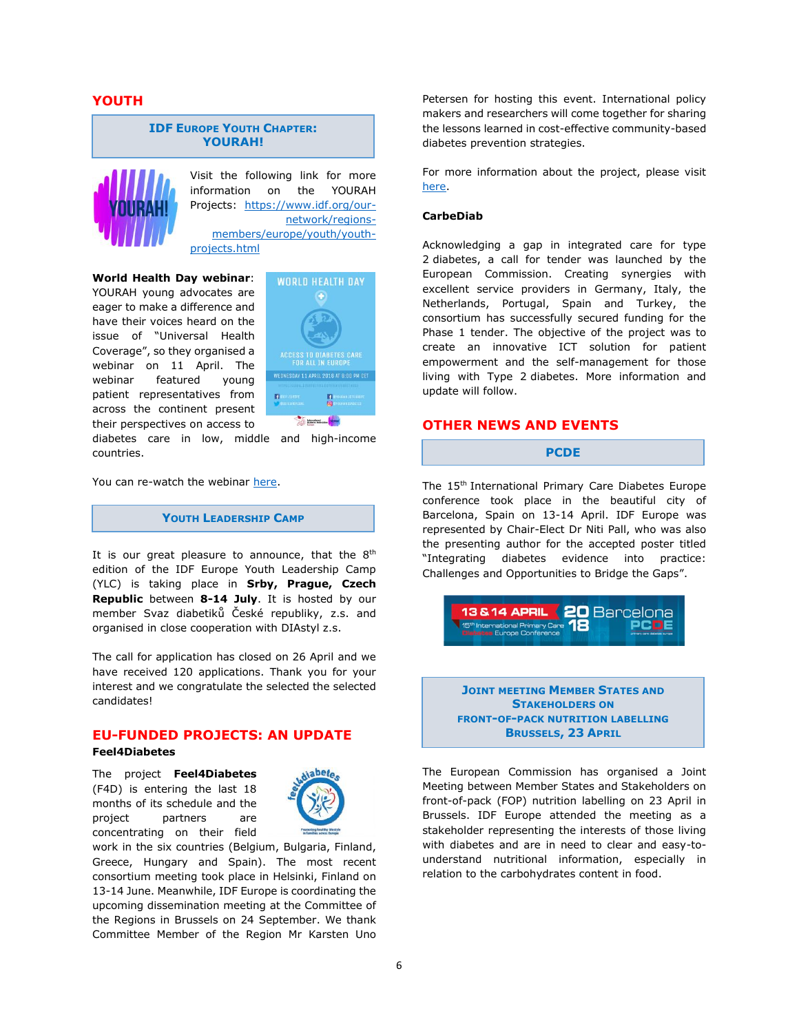## YOUTH

### IDF EUROPE YOUTH CHAPTER: YOURAH!

Visit the following link for more information on the YOURAH Projects: https://www.idf.org/our-network/regions-members/europe/youth/youth-projects.html

**World Health Day webinar**: YOURAH young advocates are eager to make a difference and have their voices heard on the issue of "Universal Health Coverage", so they organised a webinar on 11 April. The webinar featured young patient representatives from across the continent present their perspectives on access to diabetes care in low, middle and high-income countries.

You can re-watch the webinar here.

### YOUTH LEADERSHIP CAMP

It is our great pleasure to announce, that the 8[th] edition of the IDF Europe Youth Leadership Camp (YLC) is taking place in **Srby, Prague, Czech Republic** between **8-14 July**. It is hosted by our member Svaz diabetiků České republiky, z.s. and organised in close cooperation with DIAstyl z.s.

The call for application has closed on 26 April and we have received 120 applications. Thank you for your interest and we congratulate the selected the selected candidates!

## EU-FUNDED PROJECTS: AN UPDATE

**Feel4Diabetes**

The project **Feel4Diabetes** (F4D) is entering the last 18 months of its schedule and the project partners are concentrating on their field work in the six countries (Belgium, Bulgaria, Finland, Greece, Hungary and Spain). The most recent consortium meeting took place in Helsinki, Finland on 13-14 June. Meanwhile, IDF Europe is coordinating the upcoming dissemination meeting at the Committee of the Regions in Brussels on 24 September. We thank Committee Member of the Region Mr Karsten Uno Petersen for hosting this event. International policy makers and researchers will come together for sharing the lessons learned in cost-effective community-based diabetes prevention strategies.

For more information about the project, please visit here.

**CarbeDiab**

Acknowledging a gap in integrated care for type 2 diabetes, a call for tender was launched by the European Commission. Creating synergies with excellent service providers in Germany, Italy, the Netherlands, Portugal, Spain and Turkey, the consortium has successfully secured funding for the Phase 1 tender. The objective of the project was to create an innovative ICT solution for patient empowerment and the self-management for those living with Type 2 diabetes. More information and update will follow.

## OTHER NEWS AND EVENTS

### PCDE

The 15[th] International Primary Care Diabetes Europe conference took place in the beautiful city of Barcelona, Spain on 13-14 April. IDF Europe was represented by Chair-Elect Dr Niti Pall, who was also the presenting author for the accepted poster titled "Integrating diabetes evidence into practice: Challenges and Opportunities to Bridge the Gaps".

### JOINT MEETING MEMBER STATES AND STAKEHOLDERS ON FRONT-OF-PACK NUTRITION LABELLING BRUSSELS, 23 APRIL

The European Commission has organised a Joint Meeting between Member States and Stakeholders on front-of-pack (FOP) nutrition labelling on 23 April in Brussels. IDF Europe attended the meeting as a stakeholder representing the interests of those living with diabetes and are in need to clear and easy-to-understand nutritional information, especially in relation to the carbohydrates content in food.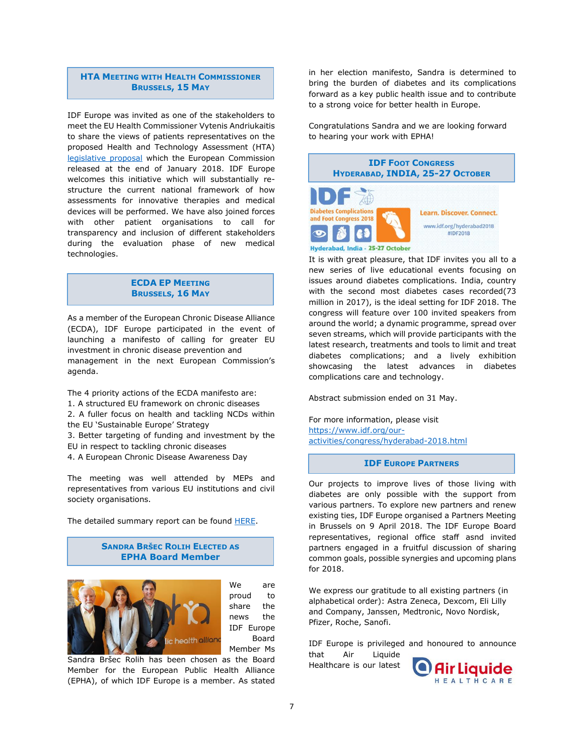## HTA Meeting with Health Commissioner Brussels, 15 May

IDF Europe was invited as one of the stakeholders to meet the EU Health Commissioner Vytenis Andriukaitis to share the views of patients representatives on the proposed Health and Technology Assessment (HTA) legislative proposal which the European Commission released at the end of January 2018. IDF Europe welcomes this initiative which will substantially re-structure the current national framework of how assessments for innovative therapies and medical devices will be performed. We have also joined forces with other patient organisations to call for transparency and inclusion of different stakeholders during the evaluation phase of new medical technologies.

## ECDA EP Meeting Brussels, 16 May

As a member of the European Chronic Disease Alliance (ECDA), IDF Europe participated in the event of launching a manifesto of calling for greater EU investment in chronic disease prevention and management in the next European Commission's agenda.

The 4 priority actions of the ECDA manifesto are:
1. A structured EU framework on chronic diseases
2. A fuller focus on health and tackling NCDs within the EU 'Sustainable Europe' Strategy
3. Better targeting of funding and investment by the EU in respect to tackling chronic diseases
4. A European Chronic Disease Awareness Day

The meeting was well attended by MEPs and representatives from various EU institutions and civil society organisations.

The detailed summary report can be found HERE.

## Sandra Beršec Rolih Elected as EPHA Board Member

We are proud to share the news the IDF Europe Board Member Ms Sandra Bršec Rolih has been chosen as the Board Member for the European Public Health Alliance (EPHA), of which IDF Europe is a member. As stated in her election manifesto, Sandra is determined to bring the burden of diabetes and its complications forward as a key public health issue and to contribute to a strong voice for better health in Europe.

Congratulations Sandra and we are looking forward to hearing your work with EPHA!

## IDF Foot Congress Hyderabad, India, 25-27 October

It is with great pleasure, that IDF invites you all to a new series of live educational events focusing on issues around diabetes complications. India, country with the second most diabetes cases recorded(73 million in 2017), is the ideal setting for IDF 2018. The congress will feature over 100 invited speakers from around the world; a dynamic programme, spread over seven streams, which will provide participants with the latest research, treatments and tools to limit and treat diabetes complications; and a lively exhibition showcasing the latest advances in diabetes complications care and technology.

Abstract submission ended on 31 May.

For more information, please visit https://www.idf.org/our-activities/congress/hyderabad-2018.html

## IDF Europe Partners

Our projects to improve lives of those living with diabetes are only possible with the support from various partners. To explore new partners and renew existing ties, IDF Europe organised a Partners Meeting in Brussels on 9 April 2018. The IDF Europe Board representatives, regional office staff asnd invited partners engaged in a fruitful discussion of sharing common goals, possible synergies and upcoming plans for 2018.

We express our gratitude to all existing partners (in alphabetical order): Astra Zeneca, Dexcom, Eli Lilly and Company, Janssen, Medtronic, Novo Nordisk, Pfizer, Roche, Sanofi.

IDF Europe is privileged and honoured to announce that Air Liquide Healthcare is our latest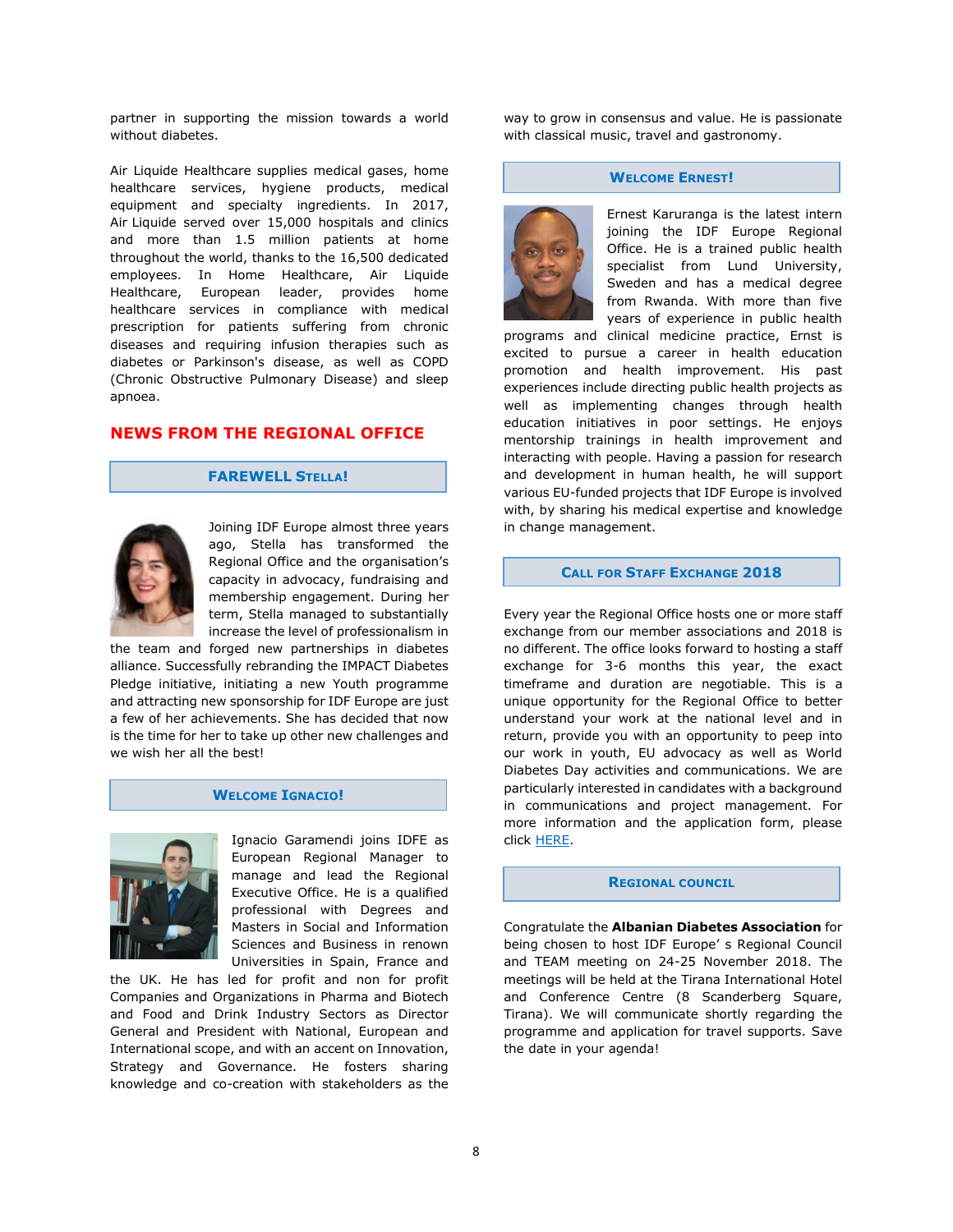partner in supporting the mission towards a world without diabetes.

Air Liquide Healthcare supplies medical gases, home healthcare services, hygiene products, medical equipment and specialty ingredients. In 2017, Air Liquide served over 15,000 hospitals and clinics and more than 1.5 million patients at home throughout the world, thanks to the 16,500 dedicated employees. In Home Healthcare, Air Liquide Healthcare, European leader, provides home healthcare services in compliance with medical prescription for patients suffering from chronic diseases and requiring infusion therapies such as diabetes or Parkinson's disease, as well as COPD (Chronic Obstructive Pulmonary Disease) and sleep apnoea.

## NEWS FROM THE REGIONAL OFFICE

### FAREWELL STELLA!

Joining IDF Europe almost three years ago, Stella has transformed the Regional Office and the organisation's capacity in advocacy, fundraising and membership engagement. During her term, Stella managed to substantially increase the level of professionalism in the team and forged new partnerships in diabetes alliance. Successfully rebranding the IMPACT Diabetes Pledge initiative, initiating a new Youth programme and attracting new sponsorship for IDF Europe are just a few of her achievements. She has decided that now is the time for her to take up other new challenges and we wish her all the best!

### WELCOME IGNACIO!

Ignacio Garamendi joins IDFE as European Regional Manager to manage and lead the Regional Executive Office. He is a qualified professional with Degrees and Masters in Social and Information Sciences and Business in renown Universities in Spain, France and the UK. He has led for profit and non for profit Companies and Organizations in Pharma and Biotech and Food and Drink Industry Sectors as Director General and President with National, European and International scope, and with an accent on Innovation, Strategy and Governance. He fosters sharing knowledge and co-creation with stakeholders as the way to grow in consensus and value. He is passionate with classical music, travel and gastronomy.

### WELCOME ERNEST!

Ernest Karuranga is the latest intern joining the IDF Europe Regional Office. He is a trained public health specialist from Lund University, Sweden and has a medical degree from Rwanda. With more than five years of experience in public health programs and clinical medicine practice, Ernst is excited to pursue a career in health education promotion and health improvement. His past experiences include directing public health projects as well as implementing changes through health education initiatives in poor settings. He enjoys mentorship trainings in health improvement and interacting with people. Having a passion for research and development in human health, he will support various EU-funded projects that IDF Europe is involved with, by sharing his medical expertise and knowledge in change management.

### CALL FOR STAFF EXCHANGE 2018

Every year the Regional Office hosts one or more staff exchange from our member associations and 2018 is no different. The office looks forward to hosting a staff exchange for 3-6 months this year, the exact timeframe and duration are negotiable. This is a unique opportunity for the Regional Office to better understand your work at the national level and in return, provide you with an opportunity to peep into our work in youth, EU advocacy as well as World Diabetes Day activities and communications. We are particularly interested in candidates with a background in communications and project management. For more information and the application form, please click HERE.

### REGIONAL COUNCIL

Congratulate the **Albanian Diabetes Association** for being chosen to host IDF Europe' s Regional Council and TEAM meeting on 24-25 November 2018. The meetings will be held at the Tirana International Hotel and Conference Centre (8 Scanderberg Square, Tirana). We will communicate shortly regarding the programme and application for travel supports. Save the date in your agenda!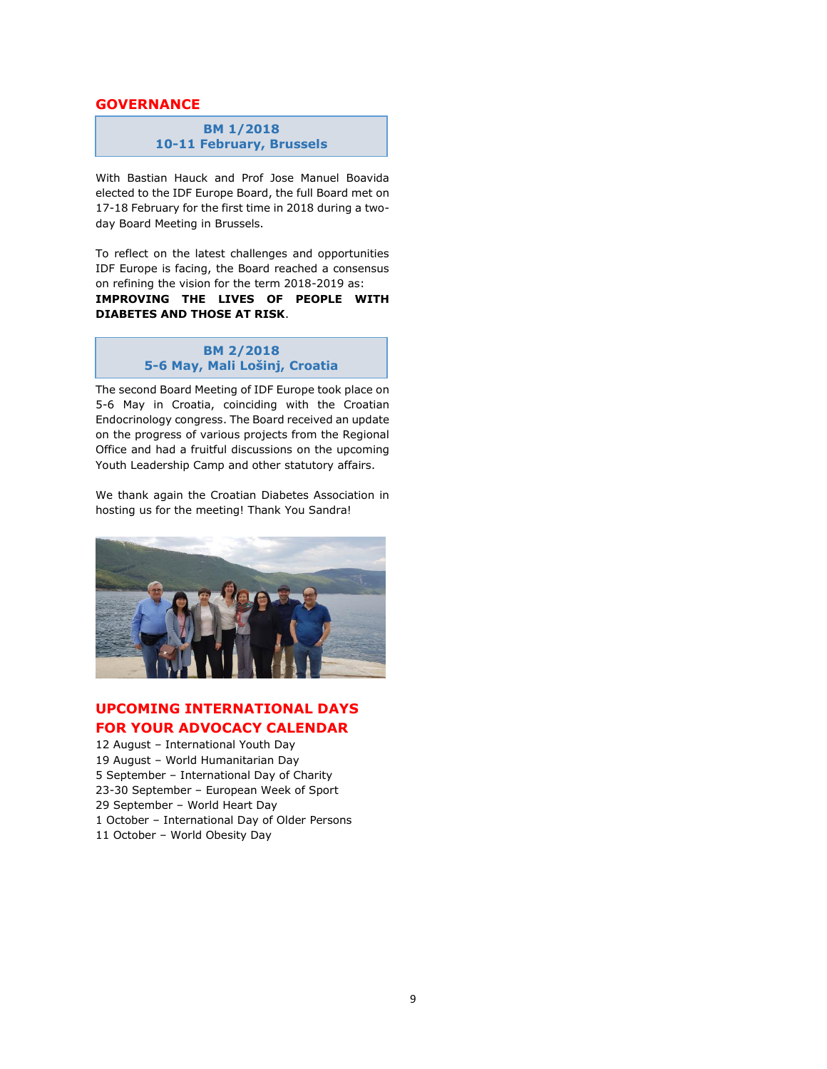## GOVERNANCE

### BM 1/2018
### 10-11 February, Brussels

With Bastian Hauck and Prof Jose Manuel Boavida elected to the IDF Europe Board, the full Board met on 17-18 February for the first time in 2018 during a two-day Board Meeting in Brussels.

To reflect on the latest challenges and opportunities IDF Europe is facing, the Board reached a consensus on refining the vision for the term 2018-2019 as: **IMPROVING THE LIVES OF PEOPLE WITH DIABETES AND THOSE AT RISK**.

### BM 2/2018
### 5-6 May, Mali Lošinj, Croatia

The second Board Meeting of IDF Europe took place on 5-6 May in Croatia, coinciding with the Croatian Endocrinology congress. The Board received an update on the progress of various projects from the Regional Office and had a fruitful discussions on the upcoming Youth Leadership Camp and other statutory affairs.

We thank again the Croatian Diabetes Association in hosting us for the meeting! Thank You Sandra!

## UPCOMING INTERNATIONAL DAYS FOR YOUR ADVOCACY CALENDAR

12 August – International Youth Day
19 August – World Humanitarian Day
5 September – International Day of Charity
23-30 September – European Week of Sport
29 September – World Heart Day
1 October – International Day of Older Persons
11 October – World Obesity Day